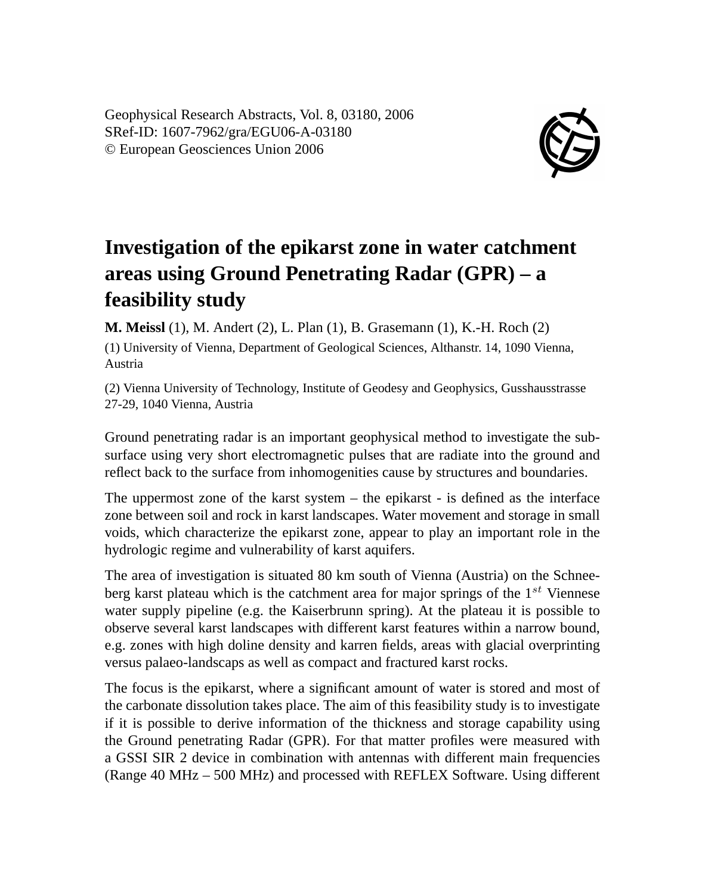Geophysical Research Abstracts, Vol. 8, 03180, 2006
SRef-ID: 1607-7962/gra/EGU06-A-03180
© European Geosciences Union 2006

# Investigation of the epikarst zone in water catchment areas using Ground Penetrating Radar (GPR) – a feasibility study

**M. Meissl** (1), M. Andert (2), L. Plan (1), B. Grasemann (1), K.-H. Roch (2)

(1) University of Vienna, Department of Geological Sciences, Althanstr. 14, 1090 Vienna, Austria

(2) Vienna University of Technology, Institute of Geodesy and Geophysics, Gusshausstrasse 27-29, 1040 Vienna, Austria

Ground penetrating radar is an important geophysical method to investigate the subsurface using very short electromagnetic pulses that are radiate into the ground and reflect back to the surface from inhomogenities cause by structures and boundaries.

The uppermost zone of the karst system – the epikarst - is defined as the interface zone between soil and rock in karst landscapes. Water movement and storage in small voids, which characterize the epikarst zone, appear to play an important role in the hydrologic regime and vulnerability of karst aquifers.

The area of investigation is situated 80 km south of Vienna (Austria) on the Schneeberg karst plateau which is the catchment area for major springs of the $1^{st}$ Viennese water supply pipeline (e.g. the Kaiserbrunn spring). At the plateau it is possible to observe several karst landscapes with different karst features within a narrow bound, e.g. zones with high doline density and karren fields, areas with glacial overprinting versus palaeo-landscaps as well as compact and fractured karst rocks.

The focus is the epikarst, where a significant amount of water is stored and most of the carbonate dissolution takes place. The aim of this feasibility study is to investigate if it is possible to derive information of the thickness and storage capability using the Ground penetrating Radar (GPR). For that matter profiles were measured with a GSSI SIR 2 device in combination with antennas with different main frequencies (Range 40 MHz – 500 MHz) and processed with REFLEX Software. Using different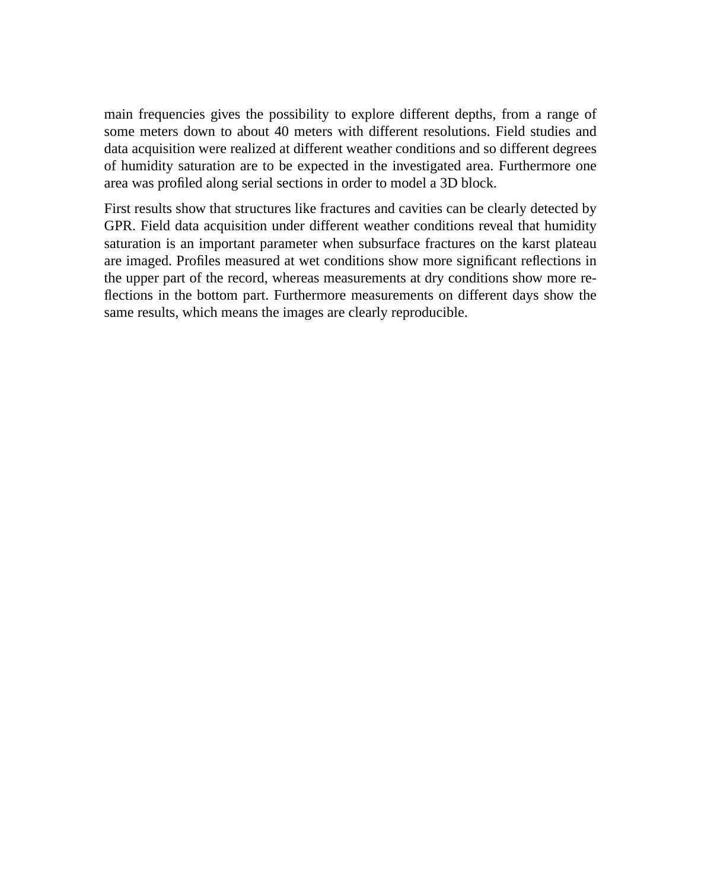main frequencies gives the possibility to explore different depths, from a range of some meters down to about 40 meters with different resolutions. Field studies and data acquisition were realized at different weather conditions and so different degrees of humidity saturation are to be expected in the investigated area. Furthermore one area was profiled along serial sections in order to model a 3D block.

First results show that structures like fractures and cavities can be clearly detected by GPR. Field data acquisition under different weather conditions reveal that humidity saturation is an important parameter when subsurface fractures on the karst plateau are imaged. Profiles measured at wet conditions show more significant reflections in the upper part of the record, whereas measurements at dry conditions show more reflections in the bottom part. Furthermore measurements on different days show the same results, which means the images are clearly reproducible.